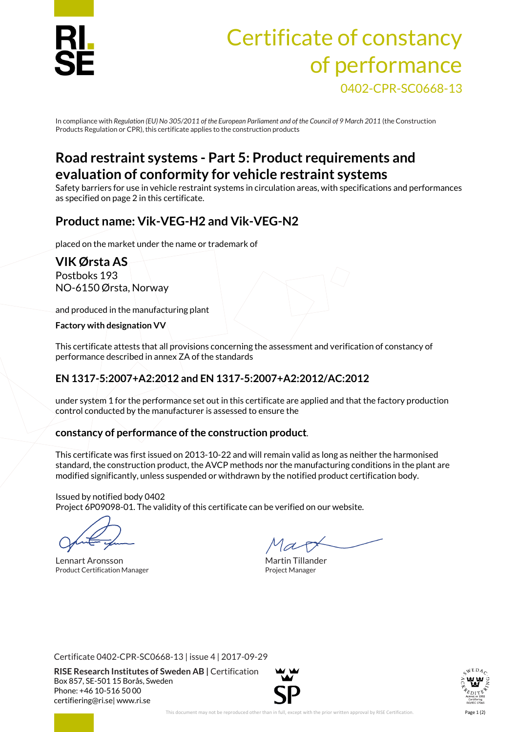# Certificate of constancy of performance

0402-CPR-SC0668-13

In compliance with *Regulation (EU) No 305/2011 of the European Parliament and of the Council of 9 March 2011* (the Construction Products Regulation or CPR), this certificate applies to the construction products

## Road restraint systems - Part 5: Product requirements and evaluation of conformity for vehicle restraint systems

Safety barriers for use in vehicle restraint systems in circulation areas, with specifications and performances as specified on page 2 in this certificate.

## Product name: Vik-VEG-H2 and Vik-VEG-N2

placed on the market under the name or trademark of

### VIK Ørsta AS

Postboks 193
NO-6150 Ørsta, Norway

and produced in the manufacturing plant

**Factory with designation VV**

This certificate attests that all provisions concerning the assessment and verification of constancy of performance described in annex ZA of the standards

### EN 1317-5:2007+A2:2012 and EN 1317-5:2007+A2:2012/AC:2012

under system 1 for the performance set out in this certificate are applied and that the factory production control conducted by the manufacturer is assessed to ensure the

**constancy of performance of the construction product**.

This certificate was first issued on 2013-10-22 and will remain valid as long as neither the harmonised standard, the construction product, the AVCP methods nor the manufacturing conditions in the plant are modified significantly, unless suspended or withdrawn by the notified product certification body.

Issued by notified body 0402
Project 6P09098-01. The validity of this certificate can be verified on our website.

Lennart Aronsson
Product Certification Manager

Martin Tillander
Project Manager

Certificate 0402-CPR-SC0668-13 | issue 4 | 2017-09-29

**RISE Research Institutes of Sweden AB |** Certification
Box 857, SE-501 15 Borås, Sweden
Phone: +46 10-516 50 00
certifiering@ri.se| www.ri.se

This document may not be reproduced other than in full, except with the prior written approval by RISE Certification.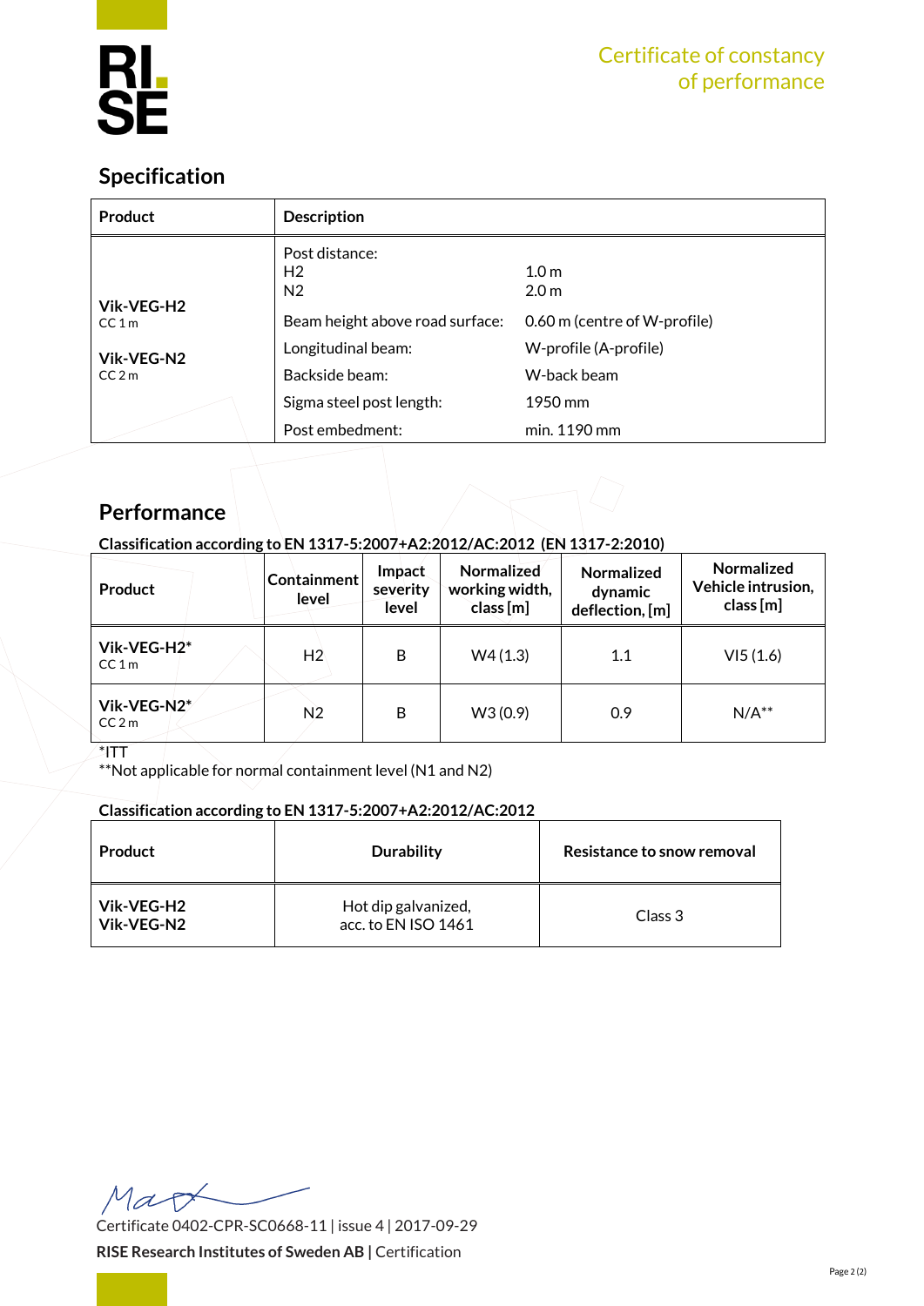Certificate of constancy of performance

## Specification

| Product | Description | |
|---|---|---|
| **Vik-VEG-H2** CC 1 m<br><br>**Vik-VEG-N2** CC 2 m | Post distance:<br>H2<br>N2 | <br>1.0 m<br>2.0 m |
| | Beam height above road surface: | 0.60 m (centre of W-profile) |
| | Longitudinal beam: | W-profile (A-profile) |
| | Backside beam: | W-back beam |
| | Sigma steel post length: | 1950 mm |
| | Post embedment: | min. 1190 mm |

## Performance

**Classification according to EN 1317-5:2007+A2:2012/AC:2012 (EN 1317-2:2010)**

| Product | Containment level | Impact severity level | Normalized working width, class [m] | Normalized dynamic deflection, [m] | Normalized Vehicle intrusion, class [m] |
|---|---|---|---|---|---|
| **Vik-VEG-H2*** CC 1 m | H2 | B | W4 (1.3) | 1.1 | VI5 (1.6) |
| **Vik-VEG-N2*** CC 2 m | N2 | B | W3 (0.9) | 0.9 | N/A** |

*ITT
**Not applicable for normal containment level (N1 and N2)

**Classification according to EN 1317-5:2007+A2:2012/AC:2012**

| Product | Durability | Resistance to snow removal |
|---|---|---|
| **Vik-VEG-H2**<br>**Vik-VEG-N2** | Hot dip galvanized, acc. to EN ISO 1461 | Class 3 |

Certificate 0402-CPR-SC0668-11 | issue 4 | 2017-09-29

**RISE Research Institutes of Sweden AB |** Certification